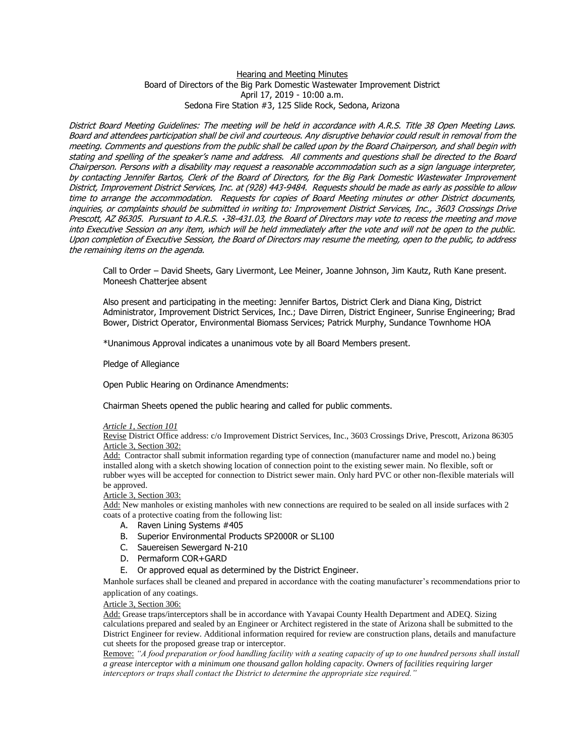Hearing and Meeting Minutes
Board of Directors of the Big Park Domestic Wastewater Improvement District
April 17, 2019 - 10:00 a.m.
Sedona Fire Station #3, 125 Slide Rock, Sedona, Arizona

*District Board Meeting Guidelines: The meeting will be held in accordance with A.R.S. Title 38 Open Meeting Laws. Board and attendees participation shall be civil and courteous. Any disruptive behavior could result in removal from the meeting. Comments and questions from the public shall be called upon by the Board Chairperson, and shall begin with stating and spelling of the speaker's name and address. All comments and questions shall be directed to the Board Chairperson. Persons with a disability may request a reasonable accommodation such as a sign language interpreter, by contacting Jennifer Bartos, Clerk of the Board of Directors, for the Big Park Domestic Wastewater Improvement District, Improvement District Services, Inc. at (928) 443-9484. Requests should be made as early as possible to allow time to arrange the accommodation. Requests for copies of Board Meeting minutes or other District documents, inquiries, or complaints should be submitted in writing to: Improvement District Services, Inc., 3603 Crossings Drive Prescott, AZ 86305. Pursuant to A.R.S. •38-431.03, the Board of Directors may vote to recess the meeting and move into Executive Session on any item, which will be held immediately after the vote and will not be open to the public. Upon completion of Executive Session, the Board of Directors may resume the meeting, open to the public, to address the remaining items on the agenda.*

Call to Order – David Sheets, Gary Livermont, Lee Meiner, Joanne Johnson, Jim Kautz, Ruth Kane present. Moneesh Chatterjee absent

Also present and participating in the meeting: Jennifer Bartos, District Clerk and Diana King, District Administrator, Improvement District Services, Inc.; Dave Dirren, District Engineer, Sunrise Engineering; Brad Bower, District Operator, Environmental Biomass Services; Patrick Murphy, Sundance Townhome HOA

*Unanimous Approval indicates a unanimous vote by all Board Members present.

Pledge of Allegiance

Open Public Hearing on Ordinance Amendments:

Chairman Sheets opened the public hearing and called for public comments.

*Article 1, Section 101*

Revise District Office address: c/o Improvement District Services, Inc., 3603 Crossings Drive, Prescott, Arizona 86305

Article 3, Section 302:

Add: Contractor shall submit information regarding type of connection (manufacturer name and model no.) being installed along with a sketch showing location of connection point to the existing sewer main. No flexible, soft or rubber wyes will be accepted for connection to District sewer main. Only hard PVC or other non-flexible materials will be approved.

Article 3, Section 303:

Add: New manholes or existing manholes with new connections are required to be sealed on all inside surfaces with 2 coats of a protective coating from the following list:

A. Raven Lining Systems #405
B. Superior Environmental Products SP2000R or SL100
C. Sauereisen Sewergard N-210
D. Permaform COR+GARD
E. Or approved equal as determined by the District Engineer.

Manhole surfaces shall be cleaned and prepared in accordance with the coating manufacturer's recommendations prior to application of any coatings.

Article 3, Section 306:

Add: Grease traps/interceptors shall be in accordance with Yavapai County Health Department and ADEQ. Sizing calculations prepared and sealed by an Engineer or Architect registered in the state of Arizona shall be submitted to the District Engineer for review. Additional information required for review are construction plans, details and manufacture cut sheets for the proposed grease trap or interceptor.

Remove: *"A food preparation or food handling facility with a seating capacity of up to one hundred persons shall install a grease interceptor with a minimum one thousand gallon holding capacity. Owners of facilities requiring larger interceptors or traps shall contact the District to determine the appropriate size required."*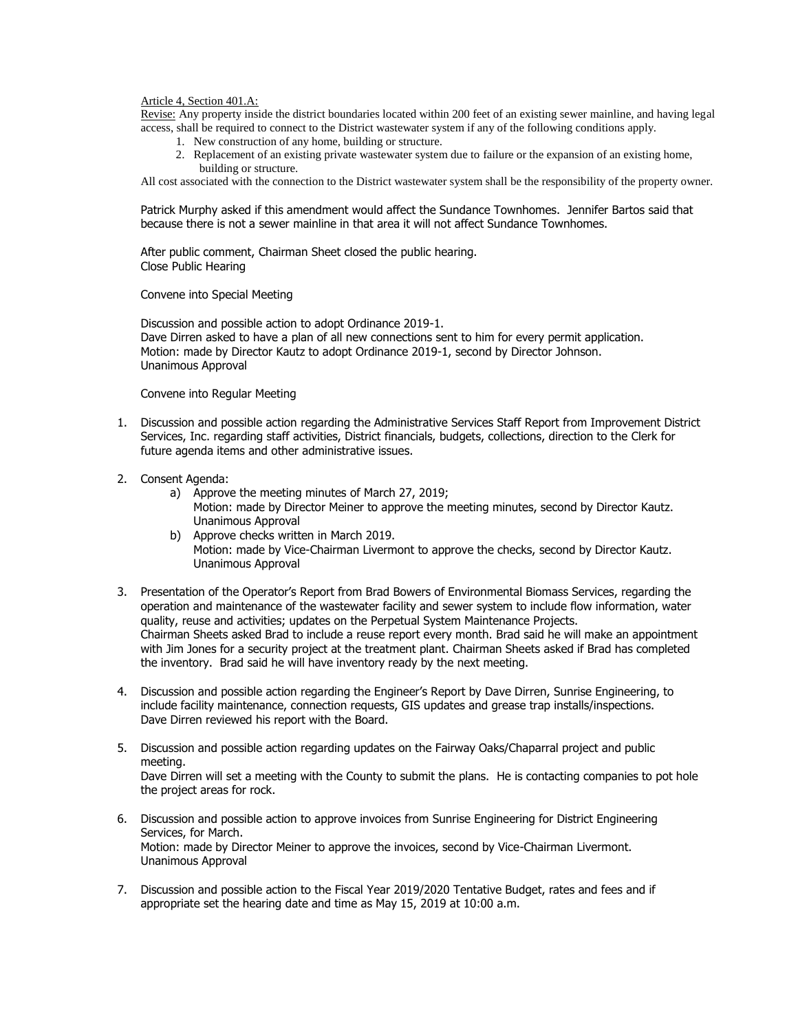Article 4, Section 401.A:

Revise: Any property inside the district boundaries located within 200 feet of an existing sewer mainline, and having legal access, shall be required to connect to the District wastewater system if any of the following conditions apply.

1. New construction of any home, building or structure.
2. Replacement of an existing private wastewater system due to failure or the expansion of an existing home, building or structure.

All cost associated with the connection to the District wastewater system shall be the responsibility of the property owner.

Patrick Murphy asked if this amendment would affect the Sundance Townhomes. Jennifer Bartos said that because there is not a sewer mainline in that area it will not affect Sundance Townhomes.

After public comment, Chairman Sheet closed the public hearing.
Close Public Hearing

Convene into Special Meeting

Discussion and possible action to adopt Ordinance 2019-1.
Dave Dirren asked to have a plan of all new connections sent to him for every permit application.
Motion: made by Director Kautz to adopt Ordinance 2019-1, second by Director Johnson.
Unanimous Approval

Convene into Regular Meeting

1. Discussion and possible action regarding the Administrative Services Staff Report from Improvement District Services, Inc. regarding staff activities, District financials, budgets, collections, direction to the Clerk for future agenda items and other administrative issues.

2. Consent Agenda:
   a) Approve the meeting minutes of March 27, 2019;
      Motion: made by Director Meiner to approve the meeting minutes, second by Director Kautz.
      Unanimous Approval
   b) Approve checks written in March 2019.
      Motion: made by Vice-Chairman Livermont to approve the checks, second by Director Kautz.
      Unanimous Approval

3. Presentation of the Operator's Report from Brad Bowers of Environmental Biomass Services, regarding the operation and maintenance of the wastewater facility and sewer system to include flow information, water quality, reuse and activities; updates on the Perpetual System Maintenance Projects.
   Chairman Sheets asked Brad to include a reuse report every month. Brad said he will make an appointment with Jim Jones for a security project at the treatment plant. Chairman Sheets asked if Brad has completed the inventory. Brad said he will have inventory ready by the next meeting.

4. Discussion and possible action regarding the Engineer's Report by Dave Dirren, Sunrise Engineering, to include facility maintenance, connection requests, GIS updates and grease trap installs/inspections.
   Dave Dirren reviewed his report with the Board.

5. Discussion and possible action regarding updates on the Fairway Oaks/Chaparral project and public meeting.
   Dave Dirren will set a meeting with the County to submit the plans. He is contacting companies to pot hole the project areas for rock.

6. Discussion and possible action to approve invoices from Sunrise Engineering for District Engineering Services, for March.
   Motion: made by Director Meiner to approve the invoices, second by Vice-Chairman Livermont.
   Unanimous Approval

7. Discussion and possible action to the Fiscal Year 2019/2020 Tentative Budget, rates and fees and if appropriate set the hearing date and time as May 15, 2019 at 10:00 a.m.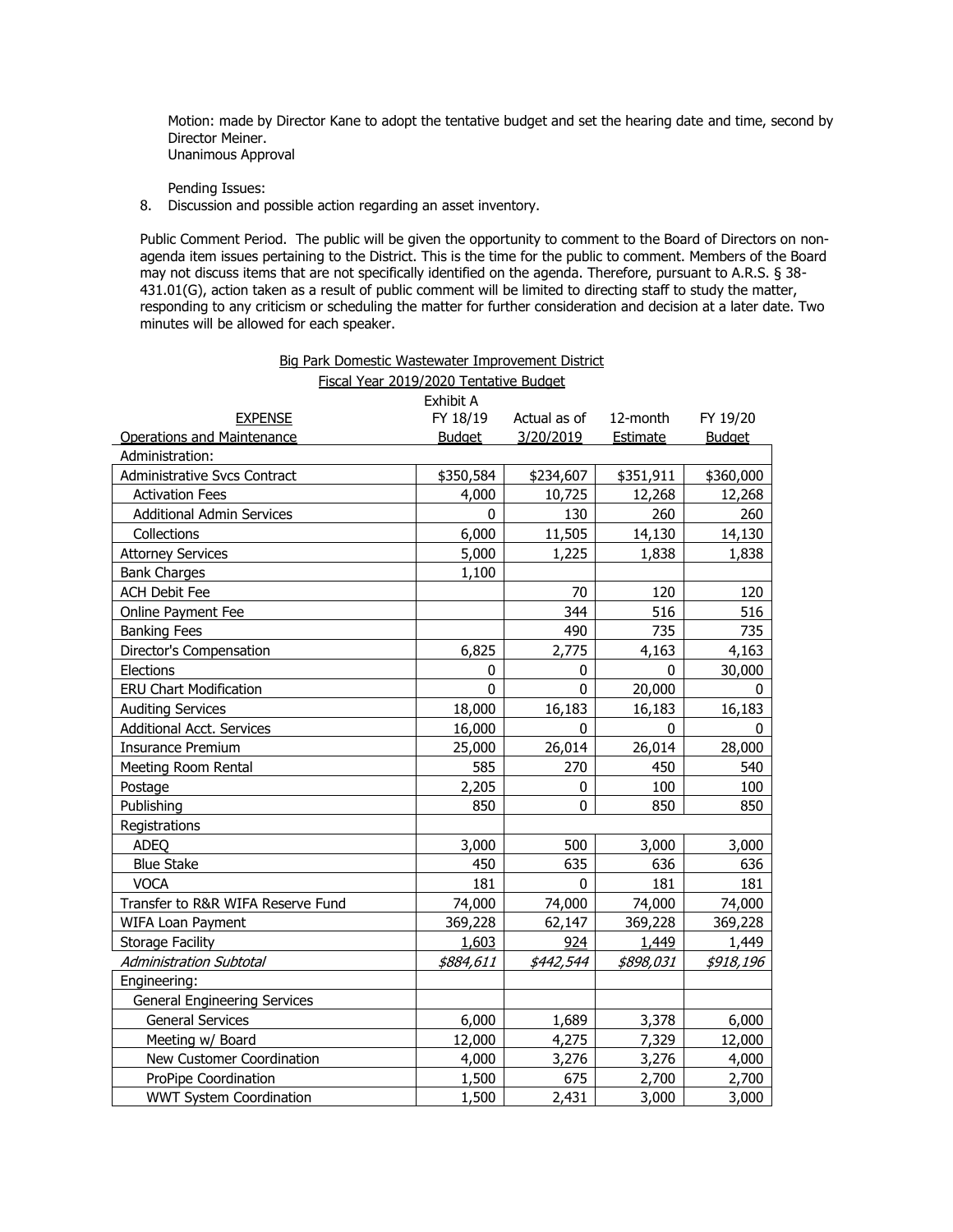Motion: made by Director Kane to adopt the tentative budget and set the hearing date and time, second by Director Meiner.
Unanimous Approval

Pending Issues:

8. Discussion and possible action regarding an asset inventory.

Public Comment Period. The public will be given the opportunity to comment to the Board of Directors on non-agenda item issues pertaining to the District. This is the time for the public to comment. Members of the Board may not discuss items that are not specifically identified on the agenda. Therefore, pursuant to A.R.S. § 38-431.01(G), action taken as a result of public comment will be limited to directing staff to study the matter, responding to any criticism or scheduling the matter for further consideration and decision at a later date. Two minutes will be allowed for each speaker.

Big Park Domestic Wastewater Improvement District

Fiscal Year 2019/2020 Tentative Budget

Exhibit A

| EXPENSE<br>Operations and Maintenance | FY 18/19<br>Budget | Actual as of<br>3/20/2019 | 12-month<br>Estimate | FY 19/20<br>Budget |
|---|---|---|---|---|
| Administration: | | | | |
| Administrative Svcs Contract | $350,584 | $234,607 | $351,911 | $360,000 |
| Activation Fees | 4,000 | 10,725 | 12,268 | 12,268 |
| Additional Admin Services | 0 | 130 | 260 | 260 |
| Collections | 6,000 | 11,505 | 14,130 | 14,130 |
| Attorney Services | 5,000 | 1,225 | 1,838 | 1,838 |
| Bank Charges | 1,100 | | | |
| ACH Debit Fee | | 70 | 120 | 120 |
| Online Payment Fee | | 344 | 516 | 516 |
| Banking Fees | | 490 | 735 | 735 |
| Director's Compensation | 6,825 | 2,775 | 4,163 | 4,163 |
| Elections | 0 | 0 | 0 | 30,000 |
| ERU Chart Modification | 0 | 0 | 20,000 | 0 |
| Auditing Services | 18,000 | 16,183 | 16,183 | 16,183 |
| Additional Acct. Services | 16,000 | 0 | 0 | 0 |
| Insurance Premium | 25,000 | 26,014 | 26,014 | 28,000 |
| Meeting Room Rental | 585 | 270 | 450 | 540 |
| Postage | 2,205 | 0 | 100 | 100 |
| Publishing | 850 | 0 | 850 | 850 |
| Registrations | | | | |
| ADEQ | 3,000 | 500 | 3,000 | 3,000 |
| Blue Stake | 450 | 635 | 636 | 636 |
| VOCA | 181 | 0 | 181 | 181 |
| Transfer to R&R WIFA Reserve Fund | 74,000 | 74,000 | 74,000 | 74,000 |
| WIFA Loan Payment | 369,228 | 62,147 | 369,228 | 369,228 |
| Storage Facility | 1,603 | 924 | 1,449 | 1,449 |
| *Administration Subtotal* | *$884,611* | *$442,544* | *$898,031* | *$918,196* |
| Engineering: | | | | |
| General Engineering Services | | | | |
| General Services | 6,000 | 1,689 | 3,378 | 6,000 |
| Meeting w/ Board | 12,000 | 4,275 | 7,329 | 12,000 |
| New Customer Coordination | 4,000 | 3,276 | 3,276 | 4,000 |
| ProPipe Coordination | 1,500 | 675 | 2,700 | 2,700 |
| WWT System Coordination | 1,500 | 2,431 | 3,000 | 3,000 |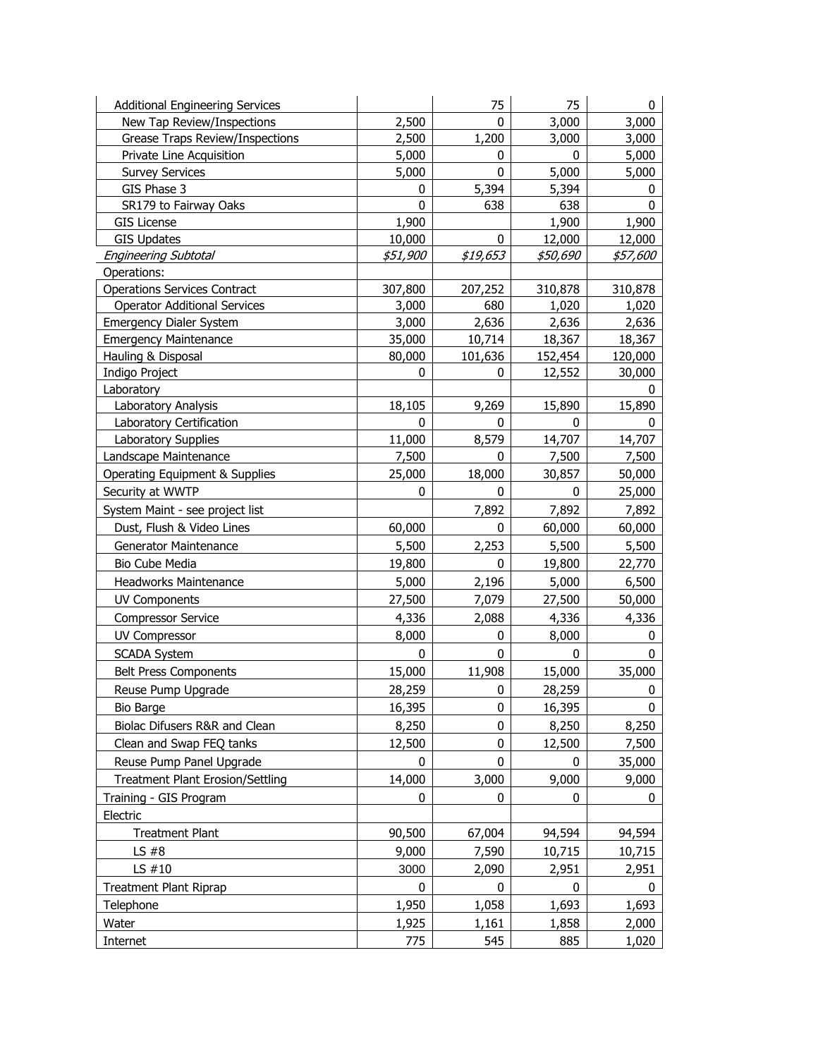| | | | | |
|---|---|---|---|---|
| Additional Engineering Services | | 75 | 75 | 0 |
| New Tap Review/Inspections | 2,500 | 0 | 3,000 | 3,000 |
| Grease Traps Review/Inspections | 2,500 | 1,200 | 3,000 | 3,000 |
| Private Line Acquisition | 5,000 | 0 | 0 | 5,000 |
| Survey Services | 5,000 | 0 | 5,000 | 5,000 |
| GIS Phase 3 | 0 | 5,394 | 5,394 | 0 |
| SR179 to Fairway Oaks | 0 | 638 | 638 | 0 |
| GIS License | 1,900 | | 1,900 | 1,900 |
| GIS Updates | 10,000 | 0 | 12,000 | 12,000 |
| *Engineering Subtotal* | *$51,900* | *$19,653* | *$50,690* | *$57,600* |
| Operations: | | | | |
| Operations Services Contract | 307,800 | 207,252 | 310,878 | 310,878 |
| Operator Additional Services | 3,000 | 680 | 1,020 | 1,020 |
| Emergency Dialer System | 3,000 | 2,636 | 2,636 | 2,636 |
| Emergency Maintenance | 35,000 | 10,714 | 18,367 | 18,367 |
| Hauling & Disposal | 80,000 | 101,636 | 152,454 | 120,000 |
| Indigo Project | 0 | 0 | 12,552 | 30,000 |
| Laboratory | | | | 0 |
| Laboratory Analysis | 18,105 | 9,269 | 15,890 | 15,890 |
| Laboratory Certification | 0 | 0 | 0 | 0 |
| Laboratory Supplies | 11,000 | 8,579 | 14,707 | 14,707 |
| Landscape Maintenance | 7,500 | 0 | 7,500 | 7,500 |
| Operating Equipment & Supplies | 25,000 | 18,000 | 30,857 | 50,000 |
| Security at WWTP | 0 | 0 | 0 | 25,000 |
| System Maint - see project list | | 7,892 | 7,892 | 7,892 |
| Dust, Flush & Video Lines | 60,000 | 0 | 60,000 | 60,000 |
| Generator Maintenance | 5,500 | 2,253 | 5,500 | 5,500 |
| Bio Cube Media | 19,800 | 0 | 19,800 | 22,770 |
| Headworks Maintenance | 5,000 | 2,196 | 5,000 | 6,500 |
| UV Components | 27,500 | 7,079 | 27,500 | 50,000 |
| Compressor Service | 4,336 | 2,088 | 4,336 | 4,336 |
| UV Compressor | 8,000 | 0 | 8,000 | 0 |
| SCADA System | 0 | 0 | 0 | 0 |
| Belt Press Components | 15,000 | 11,908 | 15,000 | 35,000 |
| Reuse Pump Upgrade | 28,259 | 0 | 28,259 | 0 |
| Bio Barge | 16,395 | 0 | 16,395 | 0 |
| Biolac Difusers R&R and Clean | 8,250 | 0 | 8,250 | 8,250 |
| Clean and Swap FEQ tanks | 12,500 | 0 | 12,500 | 7,500 |
| Reuse Pump Panel Upgrade | 0 | 0 | 0 | 35,000 |
| Treatment Plant Erosion/Settling | 14,000 | 3,000 | 9,000 | 9,000 |
| Training - GIS Program | 0 | 0 | 0 | 0 |
| Electric | | | | |
| Treatment Plant | 90,500 | 67,004 | 94,594 | 94,594 |
| LS #8 | 9,000 | 7,590 | 10,715 | 10,715 |
| LS #10 | 3000 | 2,090 | 2,951 | 2,951 |
| Treatment Plant Riprap | 0 | 0 | 0 | 0 |
| Telephone | 1,950 | 1,058 | 1,693 | 1,693 |
| Water | 1,925 | 1,161 | 1,858 | 2,000 |
| Internet | 775 | 545 | 885 | 1,020 |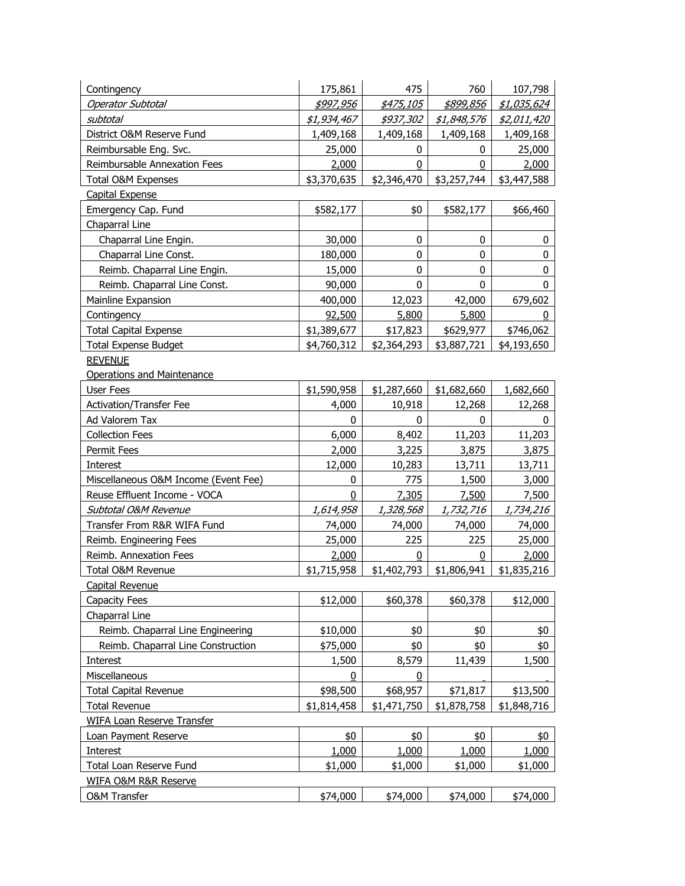| | | | | |
|---|---|---|---|---|
| Contingency | 175,861 | 475 | 760 | 107,798 |
| *Operator Subtotal* | *$997,956* | *$475,105* | *$899,856* | *$1,035,624* |
| *subtotal* | *$1,934,467* | *$937,302* | *$1,848,576* | *$2,011,420* |
| District O&M Reserve Fund | 1,409,168 | 1,409,168 | 1,409,168 | 1,409,168 |
| Reimbursable Eng. Svc. | 25,000 | 0 | 0 | 25,000 |
| Reimbursable Annexation Fees | 2,000 | 0 | 0 | 2,000 |
| Total O&M Expenses | $3,370,635 | $2,346,470 | $3,257,744 | $3,447,588 |
| Capital Expense | | | | |
| Emergency Cap. Fund | $582,177 | $0 | $582,177 | $66,460 |
| Chaparral Line | | | | |
| Chaparral Line Engin. | 30,000 | 0 | 0 | 0 |
| Chaparral Line Const. | 180,000 | 0 | 0 | 0 |
| Reimb. Chaparral Line Engin. | 15,000 | 0 | 0 | 0 |
| Reimb. Chaparral Line Const. | 90,000 | 0 | 0 | 0 |
| Mainline Expansion | 400,000 | 12,023 | 42,000 | 679,602 |
| Contingency | 92,500 | 5,800 | 5,800 | 0 |
| Total Capital Expense | $1,389,677 | $17,823 | $629,977 | $746,062 |
| Total Expense Budget | $4,760,312 | $2,364,293 | $3,887,721 | $4,193,650 |
| REVENUE | | | | |
| Operations and Maintenance | | | | |
| User Fees | $1,590,958 | $1,287,660 | $1,682,660 | 1,682,660 |
| Activation/Transfer Fee | 4,000 | 10,918 | 12,268 | 12,268 |
| Ad Valorem Tax | 0 | 0 | 0 | 0 |
| Collection Fees | 6,000 | 8,402 | 11,203 | 11,203 |
| Permit Fees | 2,000 | 3,225 | 3,875 | 3,875 |
| Interest | 12,000 | 10,283 | 13,711 | 13,711 |
| Miscellaneous O&M Income (Event Fee) | 0 | 775 | 1,500 | 3,000 |
| Reuse Effluent Income - VOCA | 0 | 7,305 | 7,500 | 7,500 |
| *Subtotal O&M Revenue* | *1,614,958* | *1,328,568* | *1,732,716* | *1,734,216* |
| Transfer From R&R WIFA Fund | 74,000 | 74,000 | 74,000 | 74,000 |
| Reimb. Engineering Fees | 25,000 | 225 | 225 | 25,000 |
| Reimb. Annexation Fees | 2,000 | 0 | 0 | 2,000 |
| Total O&M Revenue | $1,715,958 | $1,402,793 | $1,806,941 | $1,835,216 |
| Capital Revenue | | | | |
| Capacity Fees | $12,000 | $60,378 | $60,378 | $12,000 |
| Chaparral Line | | | | |
| Reimb. Chaparral Line Engineering | $10,000 | $0 | $0 | $0 |
| Reimb. Chaparral Line Construction | $75,000 | $0 | $0 | $0 |
| Interest | 1,500 | 8,579 | 11,439 | 1,500 |
| Miscellaneous | 0 | 0 | - | - |
| Total Capital Revenue | $98,500 | $68,957 | $71,817 | $13,500 |
| Total Revenue | $1,814,458 | $1,471,750 | $1,878,758 | $1,848,716 |
| WIFA Loan Reserve Transfer | | | | |
| Loan Payment Reserve | $0 | $0 | $0 | $0 |
| Interest | 1,000 | 1,000 | 1,000 | 1,000 |
| Total Loan Reserve Fund | $1,000 | $1,000 | $1,000 | $1,000 |
| WIFA O&M R&R Reserve | | | | |
| O&M Transfer | $74,000 | $74,000 | $74,000 | $74,000 |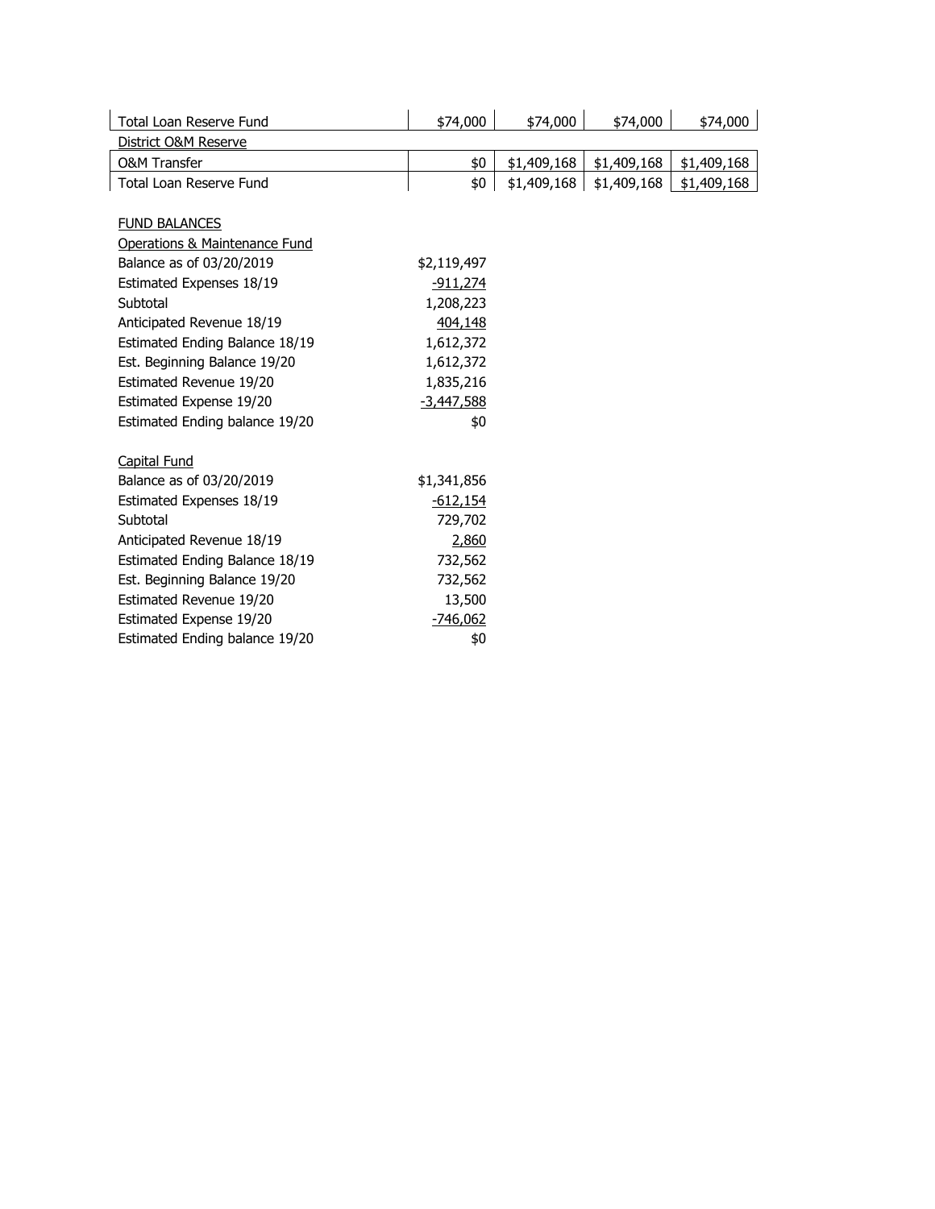| | | | | |
|---|---|---|---|---|
| Total Loan Reserve Fund | $74,000 | $74,000 | $74,000 | $74,000 |
| District O&M Reserve | | | | |
| O&M Transfer | $0 | $1,409,168 | $1,409,168 | $1,409,168 |
| Total Loan Reserve Fund | $0 | $1,409,168 | $1,409,168 | $1,409,168 |

FUND BALANCES

Operations & Maintenance Fund

| | |
|---|---|
| Balance as of 03/20/2019 | $2,119,497 |
| Estimated Expenses 18/19 | -911,274 |
| Subtotal | 1,208,223 |
| Anticipated Revenue 18/19 | 404,148 |
| Estimated Ending Balance 18/19 | 1,612,372 |
| Est. Beginning Balance 19/20 | 1,612,372 |
| Estimated Revenue 19/20 | 1,835,216 |
| Estimated Expense 19/20 | -3,447,588 |
| Estimated Ending balance 19/20 | $0 |

Capital Fund

| | |
|---|---|
| Balance as of 03/20/2019 | $1,341,856 |
| Estimated Expenses 18/19 | -612,154 |
| Subtotal | 729,702 |
| Anticipated Revenue 18/19 | 2,860 |
| Estimated Ending Balance 18/19 | 732,562 |
| Est. Beginning Balance 19/20 | 732,562 |
| Estimated Revenue 19/20 | 13,500 |
| Estimated Expense 19/20 | -746,062 |
| Estimated Ending balance 19/20 | $0 |